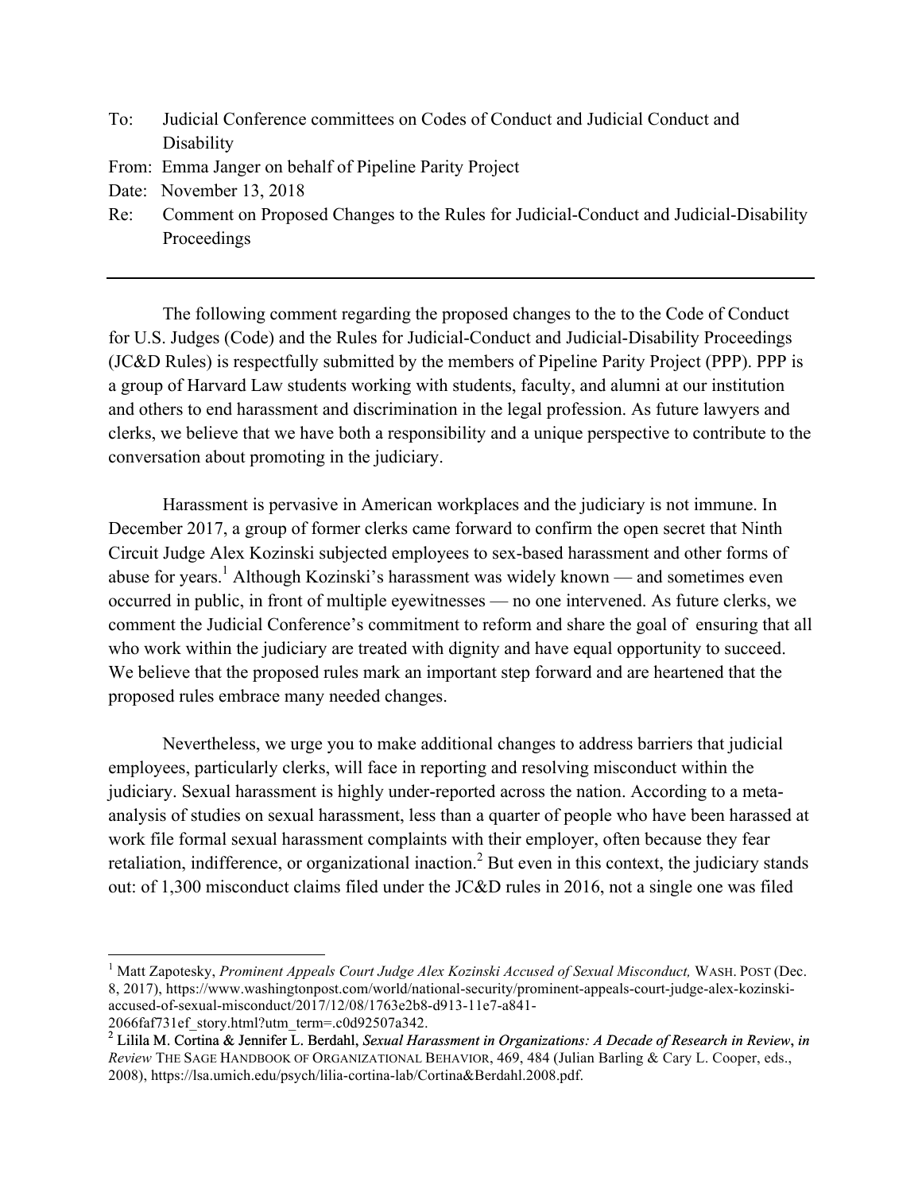To: Judicial Conference committees on Codes of Conduct and Judicial Conduct and Disability

From: Emma Janger on behalf of Pipeline Parity Project

Date: November 13, 2018

Re: Comment on Proposed Changes to the Rules for Judicial-Conduct and Judicial-Disability Proceedings

---

The following comment regarding the proposed changes to the to the to the Code of Conduct for U.S. Judges (Code) and the Rules for Judicial-Conduct and Judicial-Disability Proceedings (JC&D Rules) is respectfully submitted by the members of Pipeline Parity Project (PPP). PPP is a group of Harvard Law students working with students, faculty, and alumni at our institution and others to end harassment and discrimination in the legal profession. As future lawyers and clerks, we believe that we have both a responsibility and a unique perspective to contribute to the conversation about promoting in the judiciary.

Harassment is pervasive in American workplaces and the judiciary is not immune. In December 2017, a group of former clerks came forward to confirm the open secret that Ninth Circuit Judge Alex Kozinski subjected employees to sex-based harassment and other forms of abuse for years.[1] Although Kozinski's harassment was widely known — and sometimes even occurred in public, in front of multiple eyewitnesses — no one intervened. As future clerks, we comment the Judicial Conference's commitment to reform and share the goal of ensuring that all who work within the judiciary are treated with dignity and have equal opportunity to succeed. We believe that the proposed rules mark an important step forward and are heartened that the proposed rules embrace many needed changes.

Nevertheless, we urge you to make additional changes to address barriers that judicial employees, particularly clerks, will face in reporting and resolving misconduct within the judiciary. Sexual harassment is highly under-reported across the nation. According to a meta-analysis of studies on sexual harassment, less than a quarter of people who have been harassed at work file formal sexual harassment complaints with their employer, often because they fear retaliation, indifference, or organizational inaction.[2] But even in this context, the judiciary stands out: of 1,300 misconduct claims filed under the JC&D rules in 2016, not a single one was filed

---

[1] Matt Zapotesky, *Prominent Appeals Court Judge Alex Kozinski Accused of Sexual Misconduct,* WASH. POST (Dec. 8, 2017), https://www.washingtonpost.com/world/national-security/prominent-appeals-court-judge-alex-kozinski-accused-of-sexual-misconduct/2017/12/08/1763e2b8-d913-11e7-a841-2066faf731ef_story.html?utm_term=.c0d92507a342.

[2] Lilila M. Cortina & Jennifer L. Berdahl, *Sexual Harassment in Organizations: A Decade of Research in Review*, *in Review* THE SAGE HANDBOOK OF ORGANIZATIONAL BEHAVIOR, 469, 484 (Julian Barling & Cary L. Cooper, eds., 2008), https://lsa.umich.edu/psych/lilia-cortina-lab/Cortina&Berdahl.2008.pdf.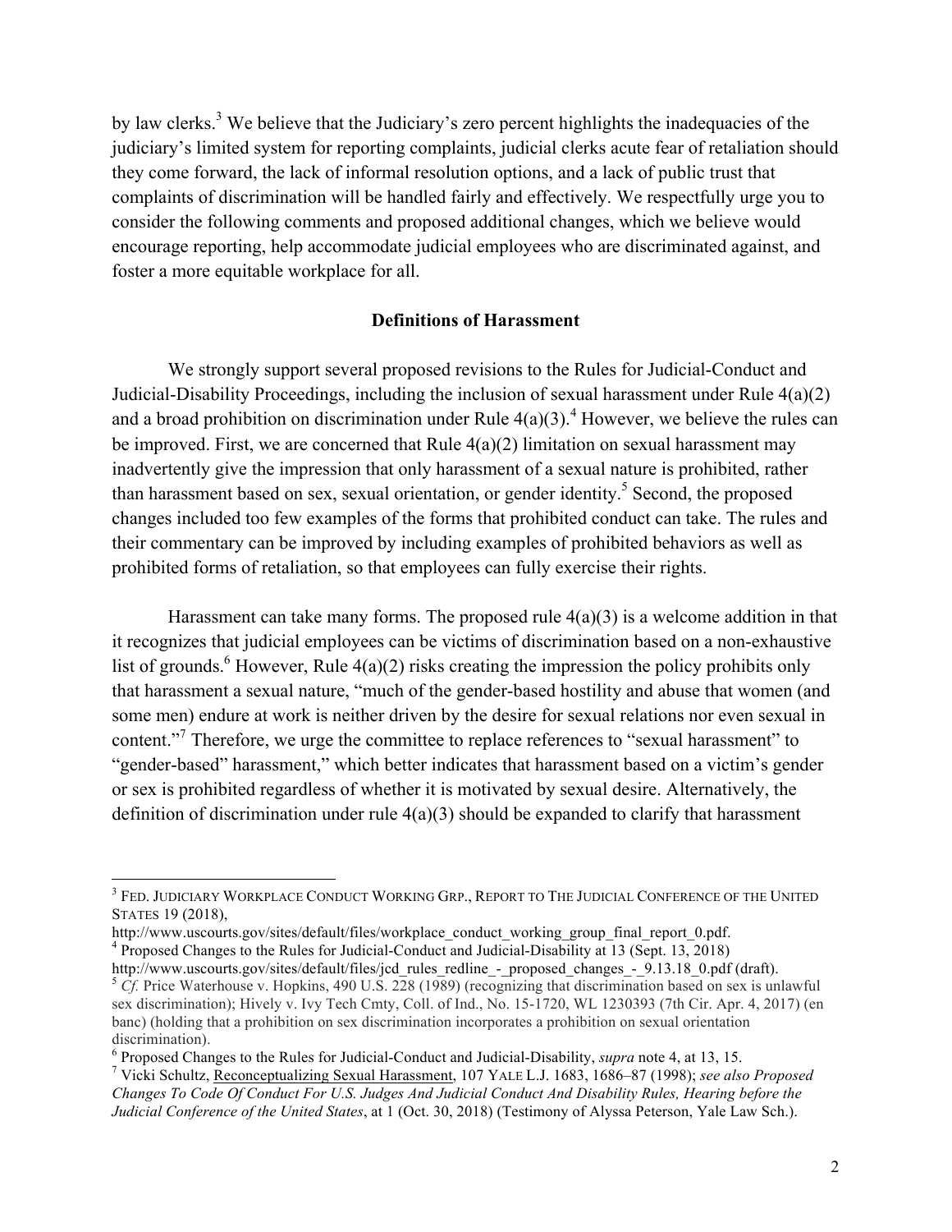by law clerks.[3] We believe that the Judiciary's zero percent highlights the inadequacies of the judiciary's limited system for reporting complaints, judicial clerks acute fear of retaliation should they come forward, the lack of informal resolution options, and a lack of public trust that complaints of discrimination will be handled fairly and effectively. We respectfully urge you to consider the following comments and proposed additional changes, which we believe would encourage reporting, help accommodate judicial employees who are discriminated against, and foster a more equitable workplace for all.

**Definitions of Harassment**

We strongly support several proposed revisions to the Rules for Judicial-Conduct and Judicial-Disability Proceedings, including the inclusion of sexual harassment under Rule 4(a)(2) and a broad prohibition on discrimination under Rule 4(a)(3).[4] However, we believe the rules can be improved. First, we are concerned that Rule 4(a)(2) limitation on sexual harassment may inadvertently give the impression that only harassment of a sexual nature is prohibited, rather than harassment based on sex, sexual orientation, or gender identity.[5] Second, the proposed changes included too few examples of the forms that prohibited conduct can take. The rules and their commentary can be improved by including examples of prohibited behaviors as well as prohibited forms of retaliation, so that employees can fully exercise their rights.

Harassment can take many forms. The proposed rule 4(a)(3) is a welcome addition in that it recognizes that judicial employees can be victims of discrimination based on a non-exhaustive list of grounds.[6] However, Rule 4(a)(2) risks creating the impression the policy prohibits only that harassment a sexual nature, "much of the gender-based hostility and abuse that women (and some men) endure at work is neither driven by the desire for sexual relations nor even sexual in content."[7] Therefore, we urge the committee to replace references to "sexual harassment" to "gender-based" harassment," which better indicates that harassment based on a victim's gender or sex is prohibited regardless of whether it is motivated by sexual desire. Alternatively, the definition of discrimination under rule 4(a)(3) should be expanded to clarify that harassment

---

[3] FED. JUDICIARY WORKPLACE CONDUCT WORKING GRP., REPORT TO THE JUDICIAL CONFERENCE OF THE UNITED STATES 19 (2018), http://www.uscourts.gov/sites/default/files/workplace_conduct_working_group_final_report_0.pdf.

[4] Proposed Changes to the Rules for Judicial-Conduct and Judicial-Disability at 13 (Sept. 13, 2018) http://www.uscourts.gov/sites/default/files/jcd_rules_redline_-_proposed_changes_-_9.13.18_0.pdf (draft).

[5] *Cf.* Price Waterhouse v. Hopkins, 490 U.S. 228 (1989) (recognizing that discrimination based on sex is unlawful sex discrimination); Hively v. Ivy Tech Cmty, Coll. of Ind., No. 15-1720, WL 1230393 (7th Cir. Apr. 4, 2017) (en banc) (holding that a prohibition on sex discrimination incorporates a prohibition on sexual orientation discrimination).

[6] Proposed Changes to the Rules for Judicial-Conduct and Judicial-Disability, *supra* note 4, at 13, 15.

[7] Vicki Schultz, Reconceptualizing Sexual Harassment, 107 YALE L.J. 1683, 1686–87 (1998); *see also Proposed Changes To Code Of Conduct For U.S. Judges And Judicial Conduct And Disability Rules, Hearing before the Judicial Conference of the United States*, at 1 (Oct. 30, 2018) (Testimony of Alyssa Peterson, Yale Law Sch.).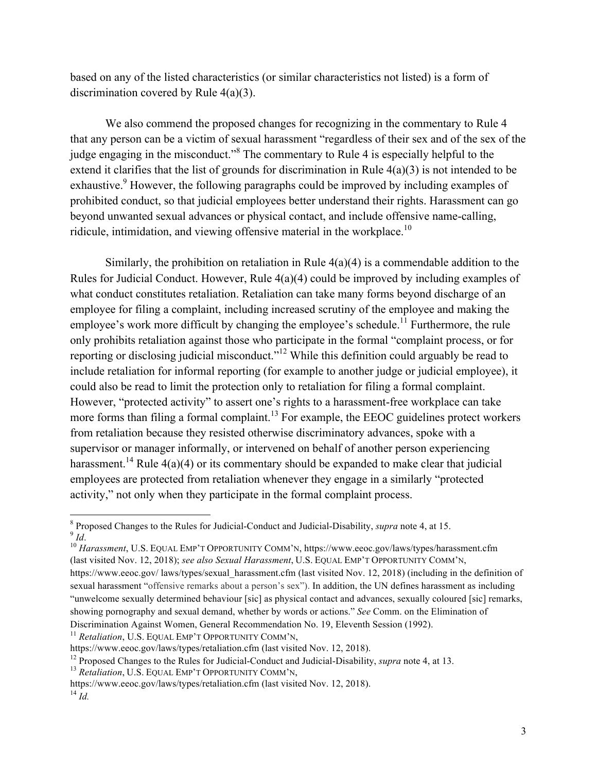based on any of the listed characteristics (or similar characteristics not listed) is a form of discrimination covered by Rule 4(a)(3).

We also commend the proposed changes for recognizing in the commentary to Rule 4 that any person can be a victim of sexual harassment "regardless of their sex and of the sex of the judge engaging in the misconduct."[8] The commentary to Rule 4 is especially helpful to the extend it clarifies that the list of grounds for discrimination in Rule 4(a)(3) is not intended to be exhaustive.[9] However, the following paragraphs could be improved by including examples of prohibited conduct, so that judicial employees better understand their rights. Harassment can go beyond unwanted sexual advances or physical contact, and include offensive name-calling, ridicule, intimidation, and viewing offensive material in the workplace.[10]

Similarly, the prohibition on retaliation in Rule 4(a)(4) is a commendable addition to the Rules for Judicial Conduct. However, Rule 4(a)(4) could be improved by including examples of what conduct constitutes retaliation. Retaliation can take many forms beyond discharge of an employee for filing a complaint, including increased scrutiny of the employee and making the employee's work more difficult by changing the employee's schedule.[11] Furthermore, the rule only prohibits retaliation against those who participate in the formal "complaint process, or for reporting or disclosing judicial misconduct."[12] While this definition could arguably be read to include retaliation for informal reporting (for example to another judge or judicial employee), it could also be read to limit the protection only to retaliation for filing a formal complaint. However, "protected activity" to assert one's rights to a harassment-free workplace can take more forms than filing a formal complaint.[13] For example, the EEOC guidelines protect workers from retaliation because they resisted otherwise discriminatory advances, spoke with a supervisor or manager informally, or intervened on behalf of another person experiencing harassment.[14] Rule 4(a)(4) or its commentary should be expanded to make clear that judicial employees are protected from retaliation whenever they engage in a similarly "protected activity," not only when they participate in the formal complaint process.

---

[8] Proposed Changes to the Rules for Judicial-Conduct and Judicial-Disability, *supra* note 4, at 15.

[9] *Id*.

[10] *Harassment*, U.S. EQUAL EMP'T OPPORTUNITY COMM'N, https://www.eeoc.gov/laws/types/harassment.cfm (last visited Nov. 12, 2018); *see also Sexual Harassment*, U.S. EQUAL EMP'T OPPORTUNITY COMM'N, https://www.eeoc.gov/ laws/types/sexual_harassment.cfm (last visited Nov. 12, 2018) (including in the definition of sexual harassment "offensive remarks about a person's sex"). In addition, the UN defines harassment as including "unwelcome sexually determined behaviour [sic] as physical contact and advances, sexually coloured [sic] remarks, showing pornography and sexual demand, whether by words or actions." *See* Comm. on the Elimination of Discrimination Against Women, General Recommendation No. 19, Eleventh Session (1992).

[11] *Retaliation*, U.S. EQUAL EMP'T OPPORTUNITY COMM'N, https://www.eeoc.gov/laws/types/retaliation.cfm (last visited Nov. 12, 2018).

[12] Proposed Changes to the Rules for Judicial-Conduct and Judicial-Disability, *supra* note 4, at 13.

[13] *Retaliation*, U.S. EQUAL EMP'T OPPORTUNITY COMM'N, https://www.eeoc.gov/laws/types/retaliation.cfm (last visited Nov. 12, 2018).

[14] *Id.*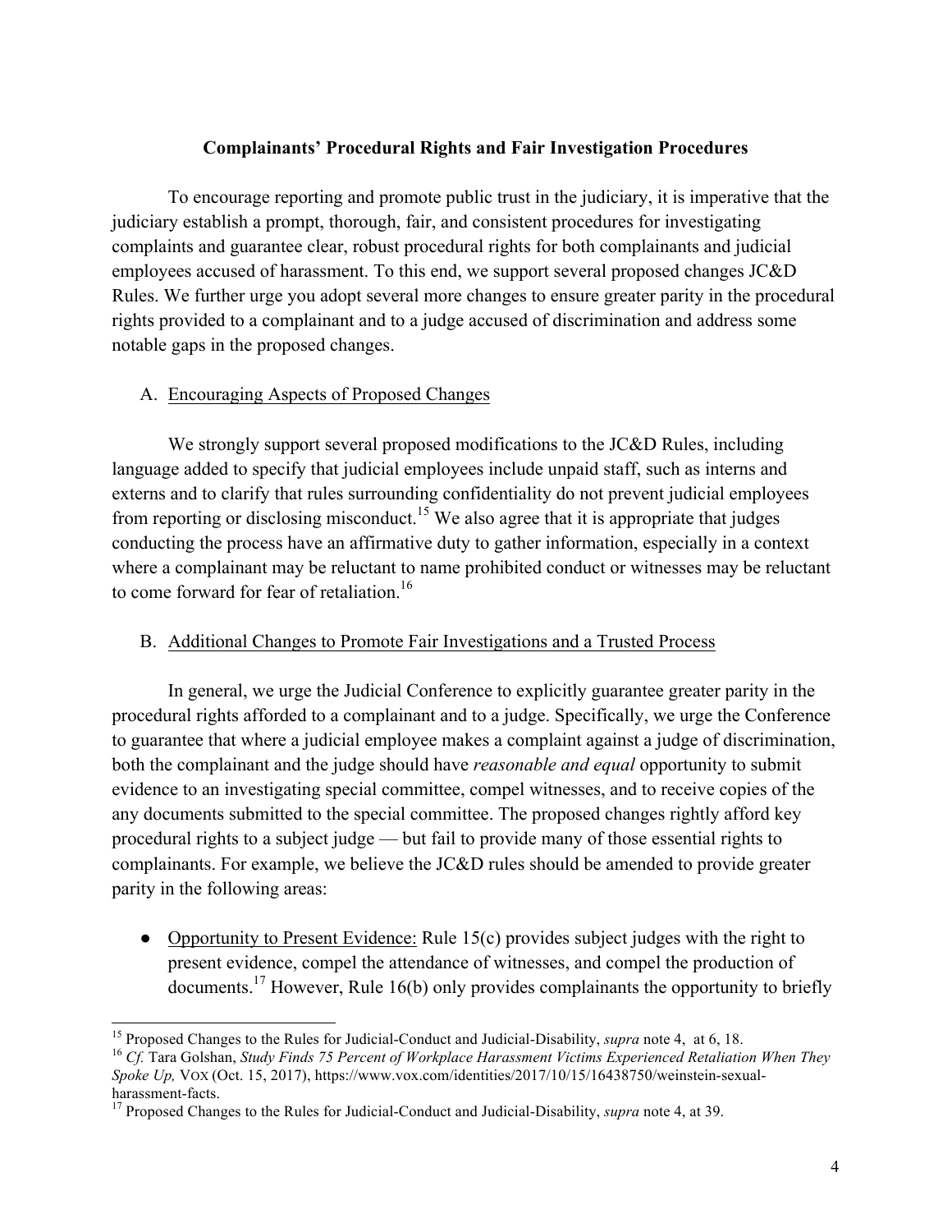**Complainants' Procedural Rights and Fair Investigation Procedures**

To encourage reporting and promote public trust in the judiciary, it is imperative that the judiciary establish a prompt, thorough, fair, and consistent procedures for investigating complaints and guarantee clear, robust procedural rights for both complainants and judicial employees accused of harassment. To this end, we support several proposed changes JC&D Rules. We further urge you adopt several more changes to ensure greater parity in the procedural rights provided to a complainant and to a judge accused of discrimination and address some notable gaps in the proposed changes.

A. Encouraging Aspects of Proposed Changes

We strongly support several proposed modifications to the JC&D Rules, including language added to specify that judicial employees include unpaid staff, such as interns and externs and to clarify that rules surrounding confidentiality do not prevent judicial employees from reporting or disclosing misconduct.[15] We also agree that it is appropriate that judges conducting the process have an affirmative duty to gather information, especially in a context where a complainant may be reluctant to name prohibited conduct or witnesses may be reluctant to come forward for fear of retaliation.[16]

B. Additional Changes to Promote Fair Investigations and a Trusted Process

In general, we urge the Judicial Conference to explicitly guarantee greater parity in the procedural rights afforded to a complainant and to a judge. Specifically, we urge the Conference to guarantee that where a judicial employee makes a complaint against a judge of discrimination, both the complainant and the judge should have *reasonable and equal* opportunity to submit evidence to an investigating special committee, compel witnesses, and to receive copies of the any documents submitted to the special committee. The proposed changes rightly afford key procedural rights to a subject judge — but fail to provide many of those essential rights to complainants. For example, we believe the JC&D rules should be amended to provide greater parity in the following areas:

- Opportunity to Present Evidence: Rule 15(c) provides subject judges with the right to present evidence, compel the attendance of witnesses, and compel the production of documents.[17] However, Rule 16(b) only provides complainants the opportunity to briefly

---

[15] Proposed Changes to the Rules for Judicial-Conduct and Judicial-Disability, *supra* note 4, at 6, 18.

[16] *Cf.* Tara Golshan, *Study Finds 75 Percent of Workplace Harassment Victims Experienced Retaliation When They Spoke Up,* VOX (Oct. 15, 2017), https://www.vox.com/identities/2017/10/15/16438750/weinstein-sexual-harassment-facts.

[17] Proposed Changes to the Rules for Judicial-Conduct and Judicial-Disability, *supra* note 4, at 39.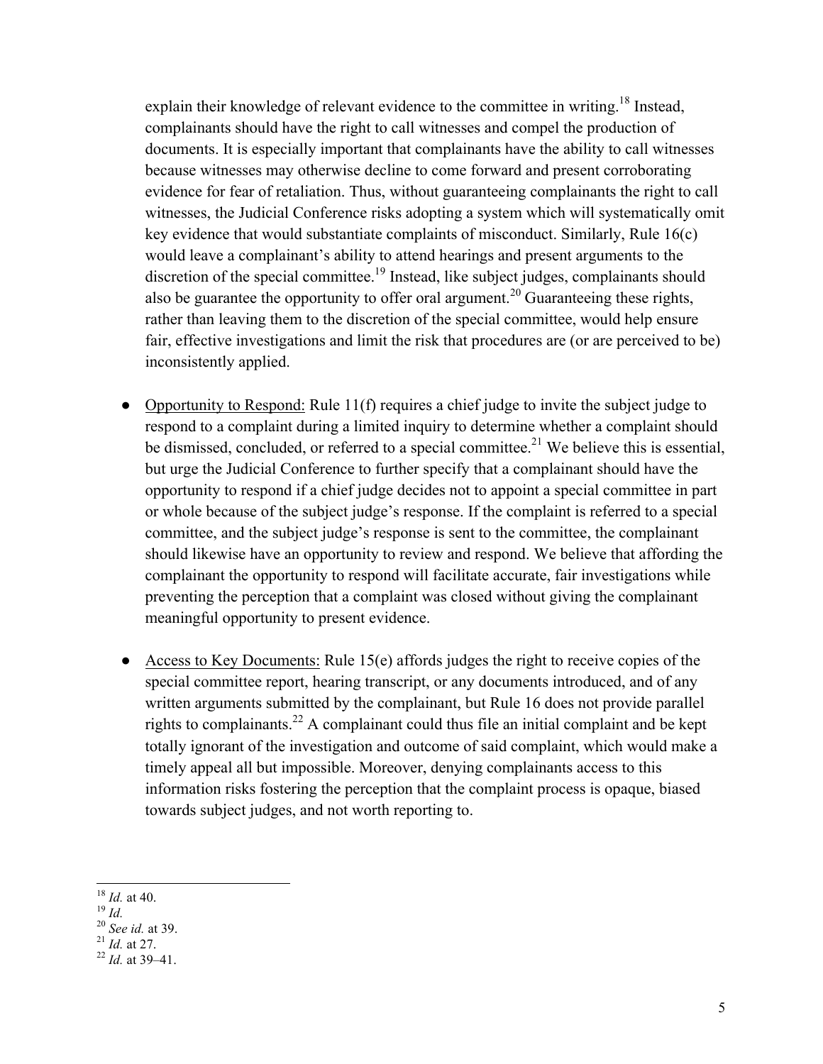explain their knowledge of relevant evidence to the committee in writing.[18] Instead, complainants should have the right to call witnesses and compel the production of documents. It is especially important that complainants have the ability to call witnesses because witnesses may otherwise decline to come forward and present corroborating evidence for fear of retaliation. Thus, without guaranteeing complainants the right to call witnesses, the Judicial Conference risks adopting a system which will systematically omit key evidence that would substantiate complaints of misconduct. Similarly, Rule 16(c) would leave a complainant's ability to attend hearings and present arguments to the discretion of the special committee.[19] Instead, like subject judges, complainants should also be guarantee the opportunity to offer oral argument.[20] Guaranteeing these rights, rather than leaving them to the discretion of the special committee, would help ensure fair, effective investigations and limit the risk that procedures are (or are perceived to be) inconsistently applied.

- Opportunity to Respond: Rule 11(f) requires a chief judge to invite the subject judge to respond to a complaint during a limited inquiry to determine whether a complaint should be dismissed, concluded, or referred to a special committee.[21] We believe this is essential, but urge the Judicial Conference to further specify that a complainant should have the opportunity to respond if a chief judge decides not to appoint a special committee in part or whole because of the subject judge's response. If the complaint is referred to a special committee, and the subject judge's response is sent to the committee, the complainant should likewise have an opportunity to review and respond. We believe that affording the complainant the opportunity to respond will facilitate accurate, fair investigations while preventing the perception that a complaint was closed without giving the complainant meaningful opportunity to present evidence.

- Access to Key Documents: Rule 15(e) affords judges the right to receive copies of the special committee report, hearing transcript, or any documents introduced, and of any written arguments submitted by the complainant, but Rule 16 does not provide parallel rights to complainants.[22] A complainant could thus file an initial complaint and be kept totally ignorant of the investigation and outcome of said complaint, which would make a timely appeal all but impossible. Moreover, denying complainants access to this information risks fostering the perception that the complaint process is opaque, biased towards subject judges, and not worth reporting to.

---

[18] *Id.* at 40.
[19] *Id.*
[20] *See id.* at 39.
[21] *Id.* at 27.
[22] *Id.* at 39–41.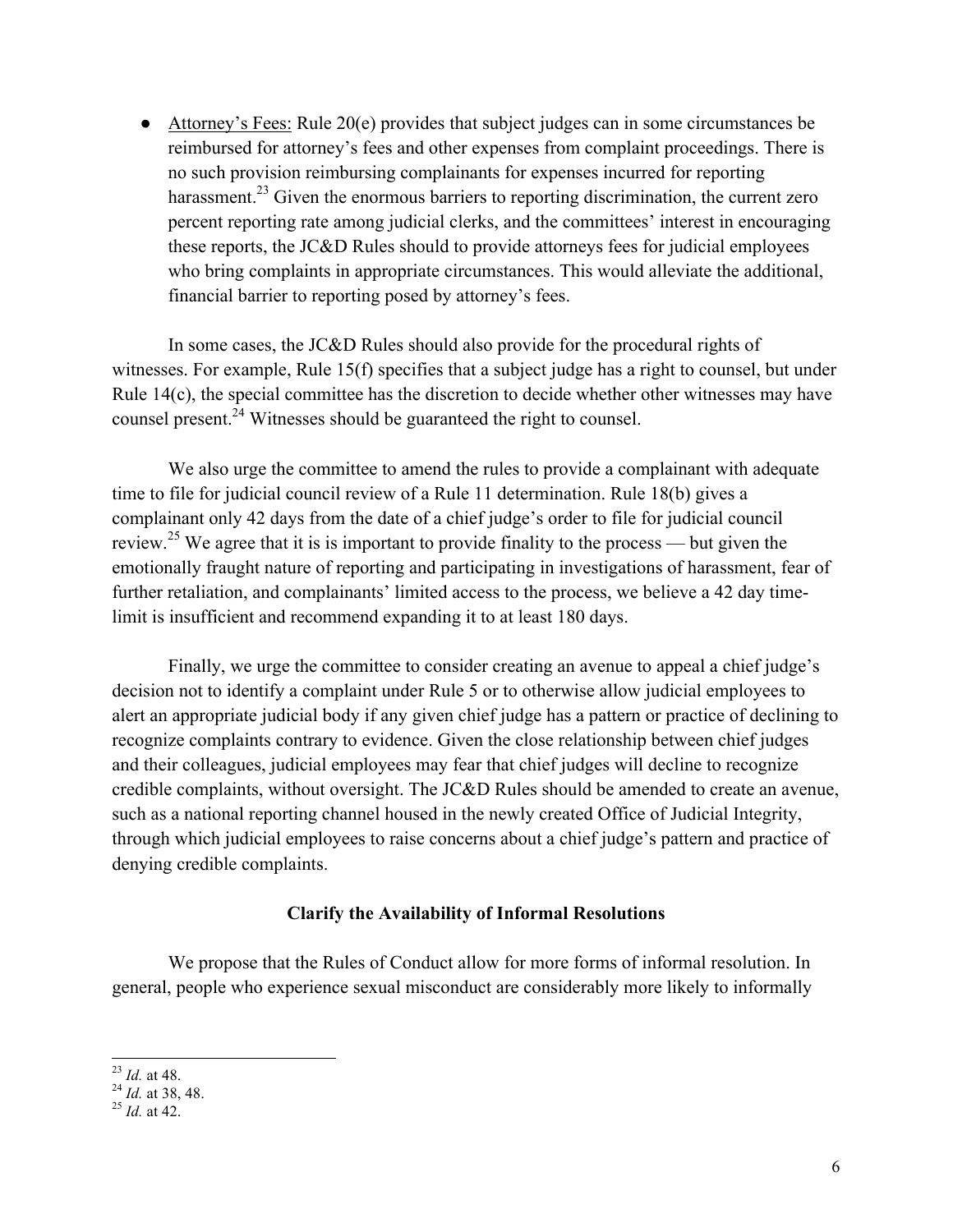- Attorney's Fees: Rule 20(e) provides that subject judges can in some circumstances be reimbursed for attorney's fees and other expenses from complaint proceedings. There is no such provision reimbursing complainants for expenses incurred for reporting harassment.[23] Given the enormous barriers to reporting discrimination, the current zero percent reporting rate among judicial clerks, and the committees' interest in encouraging these reports, the JC&D Rules should to provide attorneys fees for judicial employees who bring complaints in appropriate circumstances. This would alleviate the additional, financial barrier to reporting posed by attorney's fees.

In some cases, the JC&D Rules should also provide for the procedural rights of witnesses. For example, Rule 15(f) specifies that a subject judge has a right to counsel, but under Rule 14(c), the special committee has the discretion to decide whether other witnesses may have counsel present.[24] Witnesses should be guaranteed the right to counsel.

We also urge the committee to amend the rules to provide a complainant with adequate time to file for judicial council review of a Rule 11 determination. Rule 18(b) gives a complainant only 42 days from the date of a chief judge's order to file for judicial council review.[25] We agree that it is is important to provide finality to the process — but given the emotionally fraught nature of reporting and participating in investigations of harassment, fear of further retaliation, and complainants' limited access to the process, we believe a 42 day time-limit is insufficient and recommend expanding it to at least 180 days.

Finally, we urge the committee to consider creating an avenue to appeal a chief judge's decision not to identify a complaint under Rule 5 or to otherwise allow judicial employees to alert an appropriate judicial body if any given chief judge has a pattern or practice of declining to recognize complaints contrary to evidence. Given the close relationship between chief judges and their colleagues, judicial employees may fear that chief judges will decline to recognize credible complaints, without oversight. The JC&D Rules should be amended to create an avenue, such as a national reporting channel housed in the newly created Office of Judicial Integrity, through which judicial employees to raise concerns about a chief judge's pattern and practice of denying credible complaints.

**Clarify the Availability of Informal Resolutions**

We propose that the Rules of Conduct allow for more forms of informal resolution. In general, people who experience sexual misconduct are considerably more likely to informally

[23] *Id.* at 48.
[24] *Id.* at 38, 48.
[25] *Id.* at 42.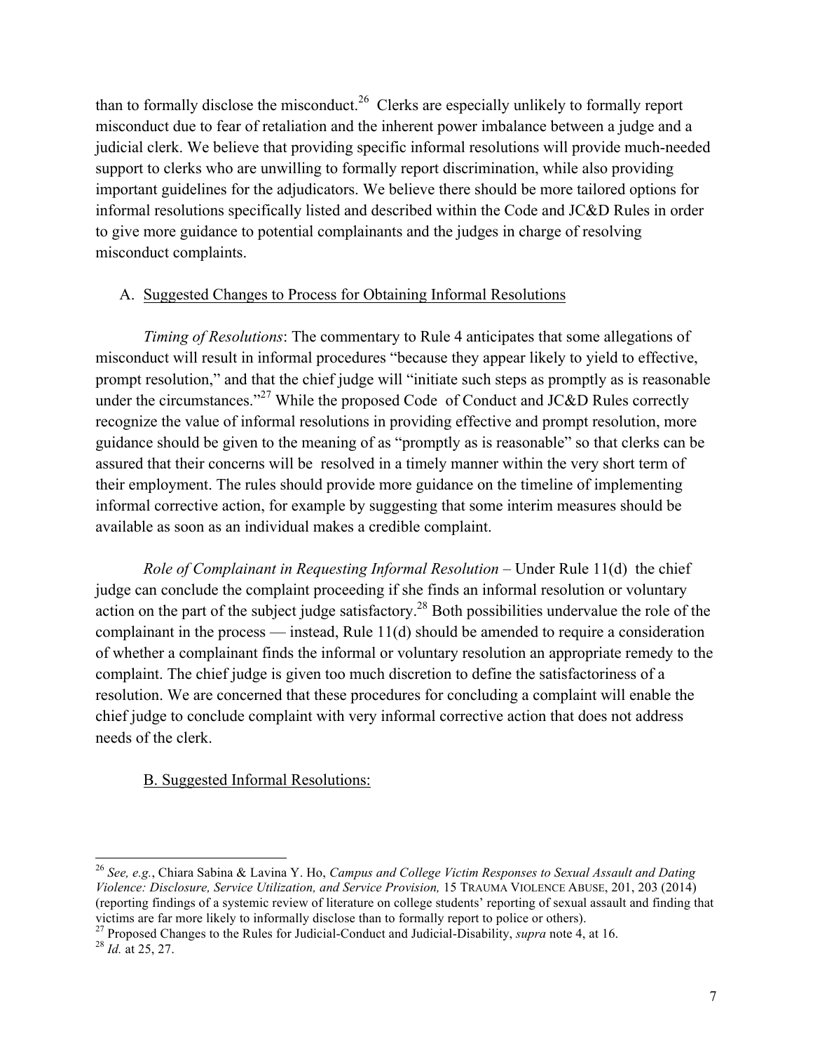than to formally disclose the misconduct.[26] Clerks are especially unlikely to formally report misconduct due to fear of retaliation and the inherent power imbalance between a judge and a judicial clerk. We believe that providing specific informal resolutions will provide much-needed support to clerks who are unwilling to formally report discrimination, while also providing important guidelines for the adjudicators. We believe there should be more tailored options for informal resolutions specifically listed and described within the Code and JC&D Rules in order to give more guidance to potential complainants and the judges in charge of resolving misconduct complaints.

A. <u>Suggested Changes to Process for Obtaining Informal Resolutions</u>

*Timing of Resolutions*: The commentary to Rule 4 anticipates that some allegations of misconduct will result in informal procedures "because they appear likely to yield to effective, prompt resolution," and that the chief judge will "initiate such steps as promptly as is reasonable under the circumstances."[27] While the proposed Code of Conduct and JC&D Rules correctly recognize the value of informal resolutions in providing effective and prompt resolution, more guidance should be given to the meaning of as "promptly as is reasonable" so that clerks can be assured that their concerns will be resolved in a timely manner within the very short term of their employment. The rules should provide more guidance on the timeline of implementing informal corrective action, for example by suggesting that some interim measures should be available as soon as an individual makes a credible complaint.

*Role of Complainant in Requesting Informal Resolution* – Under Rule 11(d) the chief judge can conclude the complaint proceeding if she finds an informal resolution or voluntary action on the part of the subject judge satisfactory.[28] Both possibilities undervalue the role of the complainant in the process — instead, Rule 11(d) should be amended to require a consideration of whether a complainant finds the informal or voluntary resolution an appropriate remedy to the complaint. The chief judge is given too much discretion to define the satisfactoriness of a resolution. We are concerned that these procedures for concluding a complaint will enable the chief judge to conclude complaint with very informal corrective action that does not address needs of the clerk.

B. <u>Suggested Informal Resolutions:</u>

---

[26] *See, e.g.*, Chiara Sabina & Lavina Y. Ho, *Campus and College Victim Responses to Sexual Assault and Dating Violence: Disclosure, Service Utilization, and Service Provision,* 15 TRAUMA VIOLENCE ABUSE, 201, 203 (2014) (reporting findings of a systemic review of literature on college students' reporting of sexual assault and finding that victims are far more likely to informally disclose than to formally report to police or others).

[27] Proposed Changes to the Rules for Judicial-Conduct and Judicial-Disability, *supra* note 4, at 16.

[28] *Id.* at 25, 27.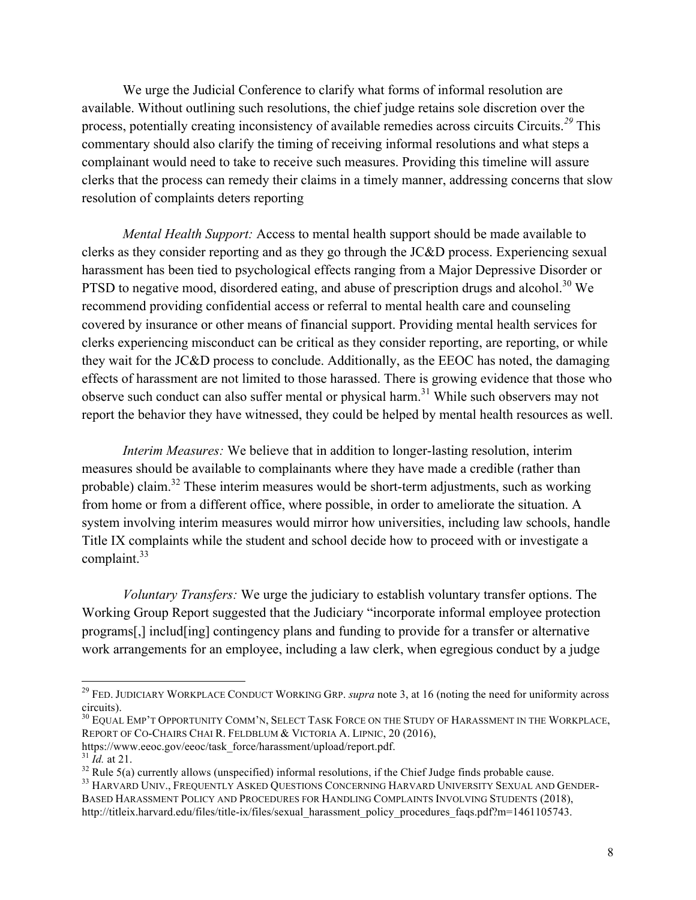We urge the Judicial Conference to clarify what forms of informal resolution are available. Without outlining such resolutions, the chief judge retains sole discretion over the process, potentially creating inconsistency of available remedies across circuits Circuits.[29] This commentary should also clarify the timing of receiving informal resolutions and what steps a complainant would need to take to receive such measures. Providing this timeline will assure clerks that the process can remedy their claims in a timely manner, addressing concerns that slow resolution of complaints deters reporting

*Mental Health Support:* Access to mental health support should be made available to clerks as they consider reporting and as they go through the JC&D process. Experiencing sexual harassment has been tied to psychological effects ranging from a Major Depressive Disorder or PTSD to negative mood, disordered eating, and abuse of prescription drugs and alcohol.[30] We recommend providing confidential access or referral to mental health care and counseling covered by insurance or other means of financial support. Providing mental health services for clerks experiencing misconduct can be critical as they consider reporting, are reporting, or while they wait for the JC&D process to conclude. Additionally, as the EEOC has noted, the damaging effects of harassment are not limited to those harassed. There is growing evidence that those who observe such conduct can also suffer mental or physical harm.[31] While such observers may not report the behavior they have witnessed, they could be helped by mental health resources as well.

*Interim Measures:* We believe that in addition to longer-lasting resolution, interim measures should be available to complainants where they have made a credible (rather than probable) claim.[32] These interim measures would be short-term adjustments, such as working from home or from a different office, where possible, in order to ameliorate the situation. A system involving interim measures would mirror how universities, including law schools, handle Title IX complaints while the student and school decide how to proceed with or investigate a complaint.[33]

*Voluntary Transfers:* We urge the judiciary to establish voluntary transfer options. The Working Group Report suggested that the Judiciary "incorporate informal employee protection programs[,] includ[ing] contingency plans and funding to provide for a transfer or alternative work arrangements for an employee, including a law clerk, when egregious conduct by a judge

---

[29] FED. JUDICIARY WORKPLACE CONDUCT WORKING GRP. *supra* note 3, at 16 (noting the need for uniformity across circuits).

[30] EQUAL EMP'T OPPORTUNITY COMM'N, SELECT TASK FORCE ON THE STUDY OF HARASSMENT IN THE WORKPLACE, REPORT OF CO-CHAIRS CHAI R. FELDBLUM & VICTORIA A. LIPNIC, 20 (2016), https://www.eeoc.gov/eeoc/task_force/harassment/upload/report.pdf.

[31] *Id.* at 21.

[32] Rule 5(a) currently allows (unspecified) informal resolutions, if the Chief Judge finds probable cause.

[33] HARVARD UNIV., FREQUENTLY ASKED QUESTIONS CONCERNING HARVARD UNIVERSITY SEXUAL AND GENDER-BASED HARASSMENT POLICY AND PROCEDURES FOR HANDLING COMPLAINTS INVOLVING STUDENTS (2018), http://titleix.harvard.edu/files/title-ix/files/sexual_harassment_policy_procedures_faqs.pdf?m=1461105743.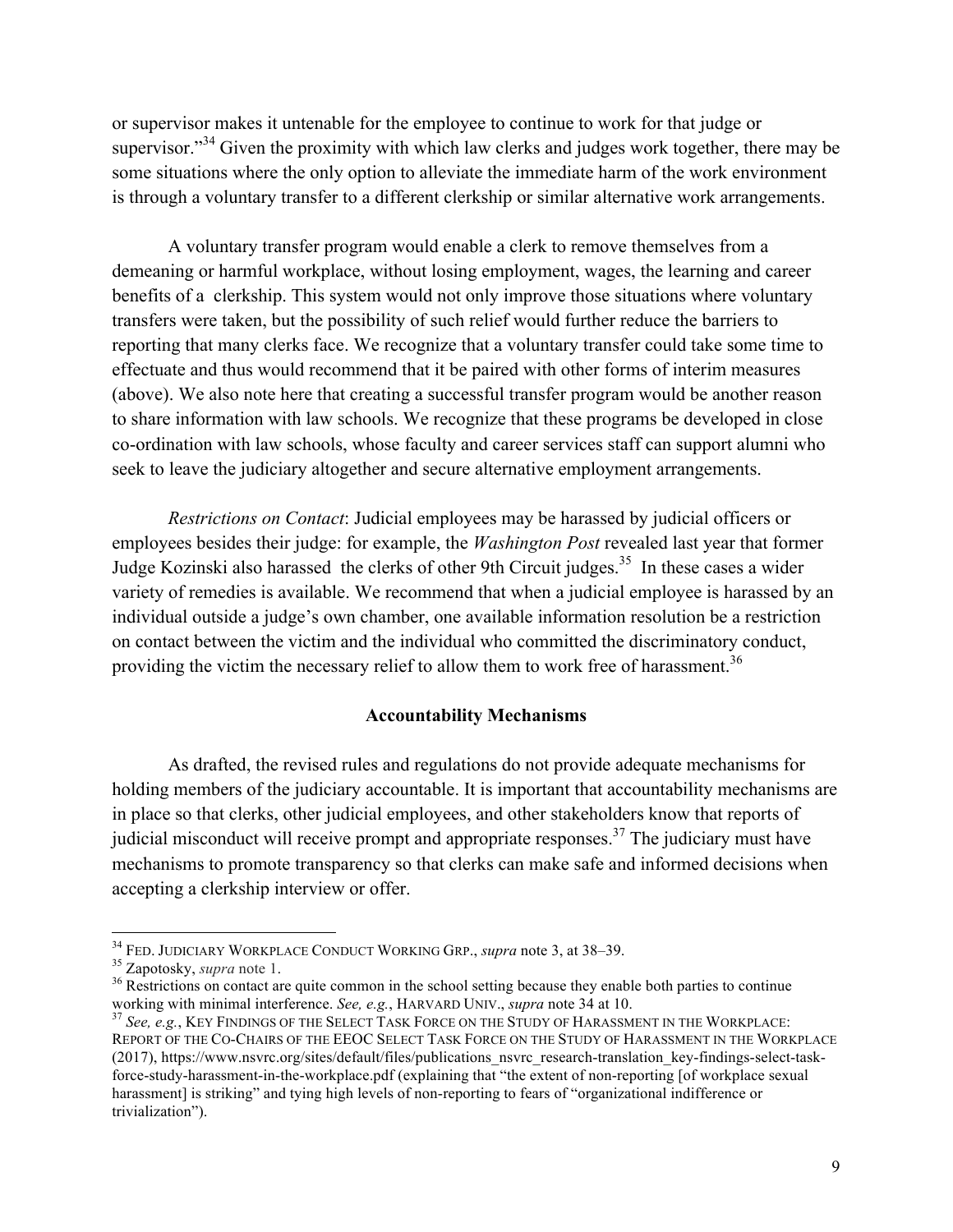or supervisor makes it untenable for the employee to continue to work for that judge or supervisor."[34] Given the proximity with which law clerks and judges work together, there may be some situations where the only option to alleviate the immediate harm of the work environment is through a voluntary transfer to a different clerkship or similar alternative work arrangements.

A voluntary transfer program would enable a clerk to remove themselves from a demeaning or harmful workplace, without losing employment, wages, the learning and career benefits of a clerkship. This system would not only improve those situations where voluntary transfers were taken, but the possibility of such relief would further reduce the barriers to reporting that many clerks face. We recognize that a voluntary transfer could take some time to effectuate and thus would recommend that it be paired with other forms of interim measures (above). We also note here that creating a successful transfer program would be another reason to share information with law schools. We recognize that these programs be developed in close co-ordination with law schools, whose faculty and career services staff can support alumni who seek to leave the judiciary altogether and secure alternative employment arrangements.

*Restrictions on Contact*: Judicial employees may be harassed by judicial officers or employees besides their judge: for example, the *Washington Post* revealed last year that former Judge Kozinski also harassed the clerks of other 9th Circuit judges.[35] In these cases a wider variety of remedies is available. We recommend that when a judicial employee is harassed by an individual outside a judge's own chamber, one available information resolution be a restriction on contact between the victim and the individual who committed the discriminatory conduct, providing the victim the necessary relief to allow them to work free of harassment.[36]

**Accountability Mechanisms**

As drafted, the revised rules and regulations do not provide adequate mechanisms for holding members of the judiciary accountable. It is important that accountability mechanisms are in place so that clerks, other judicial employees, and other stakeholders know that reports of judicial misconduct will receive prompt and appropriate responses.[37] The judiciary must have mechanisms to promote transparency so that clerks can make safe and informed decisions when accepting a clerkship interview or offer.

---

[34] FED. JUDICIARY WORKPLACE CONDUCT WORKING GRP., *supra* note 3, at 38–39.

[35] Zapotosky, *supra* note 1.

[36] Restrictions on contact are quite common in the school setting because they enable both parties to continue working with minimal interference. *See, e.g.*, HARVARD UNIV., *supra* note 34 at 10.

[37] *See, e.g.*, KEY FINDINGS OF THE SELECT TASK FORCE ON THE STUDY OF HARASSMENT IN THE WORKPLACE: REPORT OF THE CO-CHAIRS OF THE EEOC SELECT TASK FORCE ON THE STUDY OF HARASSMENT IN THE WORKPLACE (2017), https://www.nsvrc.org/sites/default/files/publications_nsvrc_research-translation_key-findings-select-task-force-study-harassment-in-the-workplace.pdf (explaining that "the extent of non-reporting [of workplace sexual harassment] is striking" and tying high levels of non-reporting to fears of "organizational indifference or trivialization").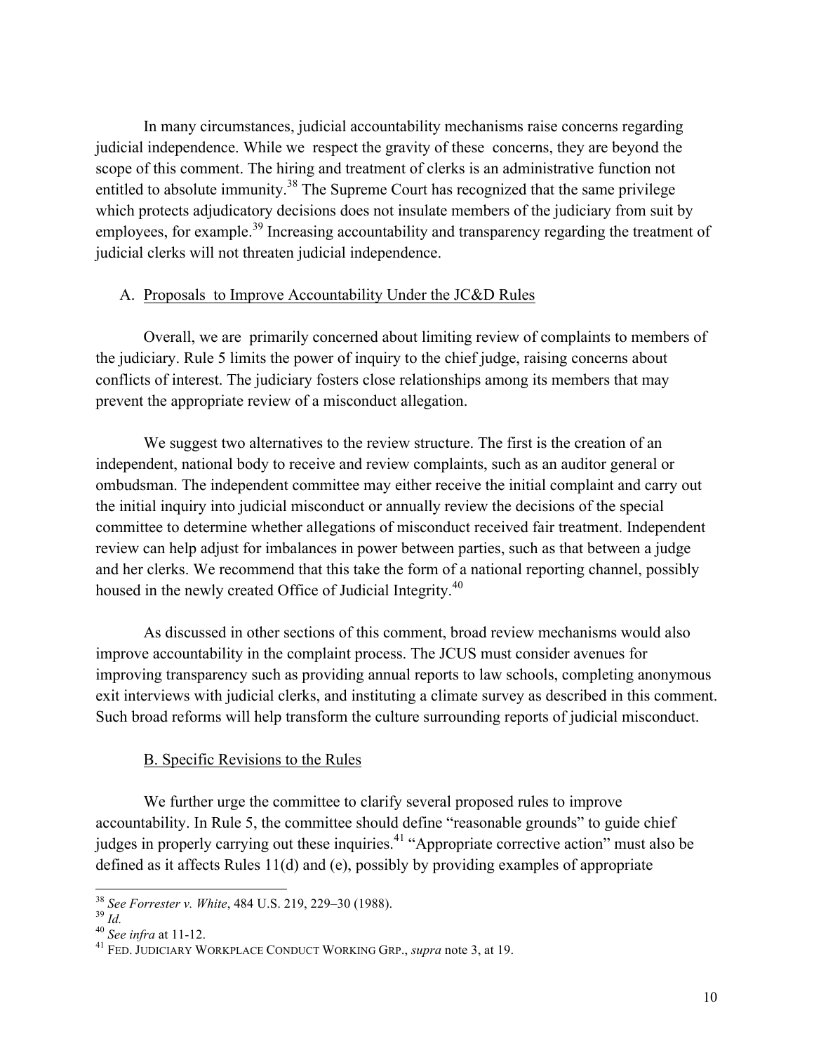In many circumstances, judicial accountability mechanisms raise concerns regarding judicial independence. While we respect the gravity of these concerns, they are beyond the scope of this comment. The hiring and treatment of clerks is an administrative function not entitled to absolute immunity.[38] The Supreme Court has recognized that the same privilege which protects adjudicatory decisions does not insulate members of the judiciary from suit by employees, for example.[39] Increasing accountability and transparency regarding the treatment of judicial clerks will not threaten judicial independence.

A. Proposals to Improve Accountability Under the JC&D Rules

Overall, we are primarily concerned about limiting review of complaints to members of the judiciary. Rule 5 limits the power of inquiry to the chief judge, raising concerns about conflicts of interest. The judiciary fosters close relationships among its members that may prevent the appropriate review of a misconduct allegation.

We suggest two alternatives to the review structure. The first is the creation of an independent, national body to receive and review complaints, such as an auditor general or ombudsman. The independent committee may either receive the initial complaint and carry out the initial inquiry into judicial misconduct or annually review the decisions of the special committee to determine whether allegations of misconduct received fair treatment. Independent review can help adjust for imbalances in power between parties, such as that between a judge and her clerks. We recommend that this take the form of a national reporting channel, possibly housed in the newly created Office of Judicial Integrity.[40]

As discussed in other sections of this comment, broad review mechanisms would also improve accountability in the complaint process. The JCUS must consider avenues for improving transparency such as providing annual reports to law schools, completing anonymous exit interviews with judicial clerks, and instituting a climate survey as described in this comment. Such broad reforms will help transform the culture surrounding reports of judicial misconduct.

B. Specific Revisions to the Rules

We further urge the committee to clarify several proposed rules to improve accountability. In Rule 5, the committee should define "reasonable grounds" to guide chief judges in properly carrying out these inquiries.[41] "Appropriate corrective action" must also be defined as it affects Rules 11(d) and (e), possibly by providing examples of appropriate

---

[38] *See Forrester v. White*, 484 U.S. 219, 229–30 (1988).

[39] *Id.*

[40] *See infra* at 11-12.

[41] FED. JUDICIARY WORKPLACE CONDUCT WORKING GRP., *supra* note 3, at 19.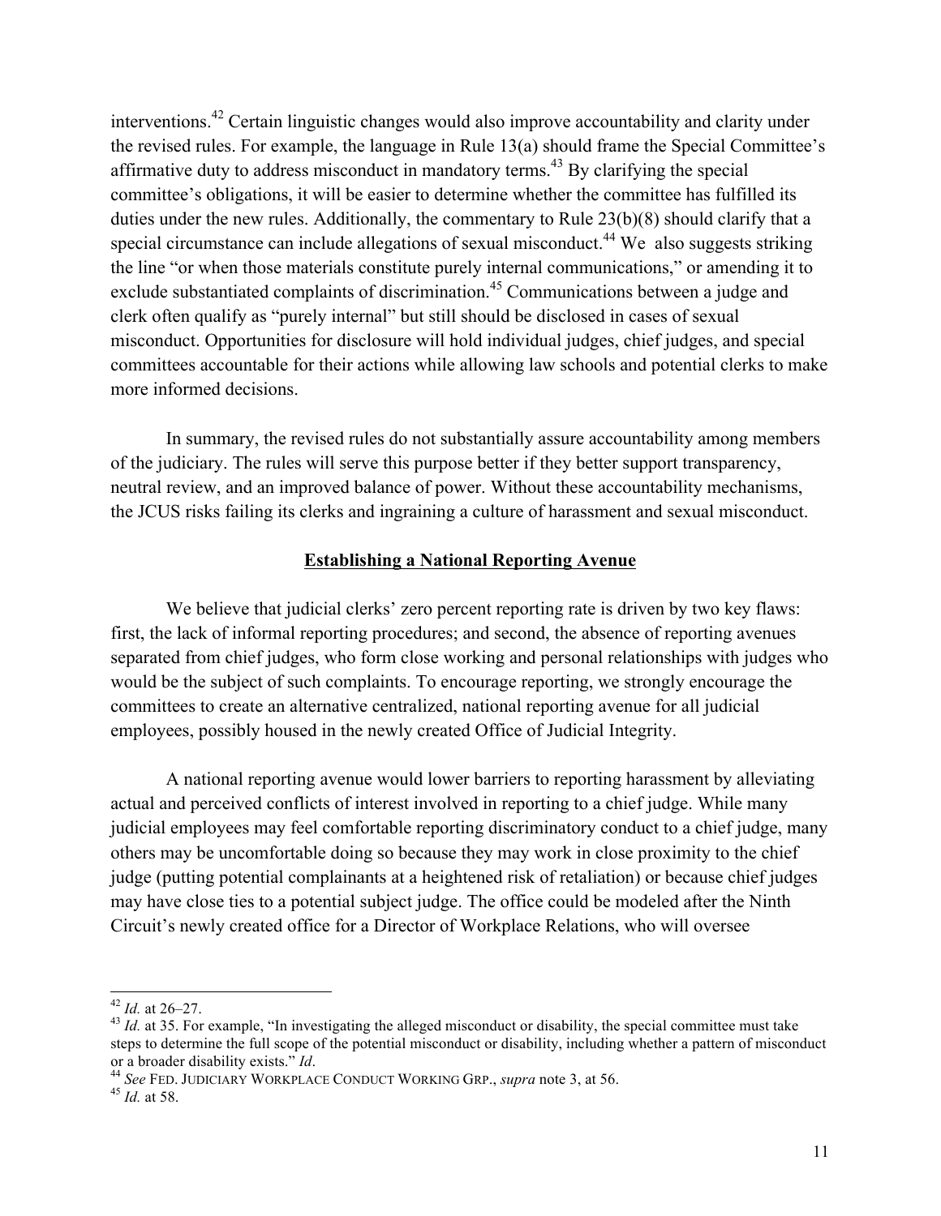interventions.[42] Certain linguistic changes would also improve accountability and clarity under the revised rules. For example, the language in Rule 13(a) should frame the Special Committee's affirmative duty to address misconduct in mandatory terms.[43] By clarifying the special committee's obligations, it will be easier to determine whether the committee has fulfilled its duties under the new rules. Additionally, the commentary to Rule 23(b)(8) should clarify that a special circumstance can include allegations of sexual misconduct.[44] We also suggests striking the line "or when those materials constitute purely internal communications," or amending it to exclude substantiated complaints of discrimination.[45] Communications between a judge and clerk often qualify as "purely internal" but still should be disclosed in cases of sexual misconduct. Opportunities for disclosure will hold individual judges, chief judges, and special committees accountable for their actions while allowing law schools and potential clerks to make more informed decisions.

In summary, the revised rules do not substantially assure accountability among members of the judiciary. The rules will serve this purpose better if they better support transparency, neutral review, and an improved balance of power. Without these accountability mechanisms, the JCUS risks failing its clerks and ingraining a culture of harassment and sexual misconduct.

## Establishing a National Reporting Avenue

We believe that judicial clerks' zero percent reporting rate is driven by two key flaws: first, the lack of informal reporting procedures; and second, the absence of reporting avenues separated from chief judges, who form close working and personal relationships with judges who would be the subject of such complaints. To encourage reporting, we strongly encourage the committees to create an alternative centralized, national reporting avenue for all judicial employees, possibly housed in the newly created Office of Judicial Integrity.

A national reporting avenue would lower barriers to reporting harassment by alleviating actual and perceived conflicts of interest involved in reporting to a chief judge. While many judicial employees may feel comfortable reporting discriminatory conduct to a chief judge, many others may be uncomfortable doing so because they may work in close proximity to the chief judge (putting potential complainants at a heightened risk of retaliation) or because chief judges may have close ties to a potential subject judge. The office could be modeled after the Ninth Circuit's newly created office for a Director of Workplace Relations, who will oversee

---

[42] *Id.* at 26–27.

[43] *Id.* at 35. For example, "In investigating the alleged misconduct or disability, the special committee must take steps to determine the full scope of the potential misconduct or disability, including whether a pattern of misconduct or a broader disability exists." *Id*.

[44] *See* FED. JUDICIARY WORKPLACE CONDUCT WORKING GRP., *supra* note 3, at 56.

[45] *Id.* at 58.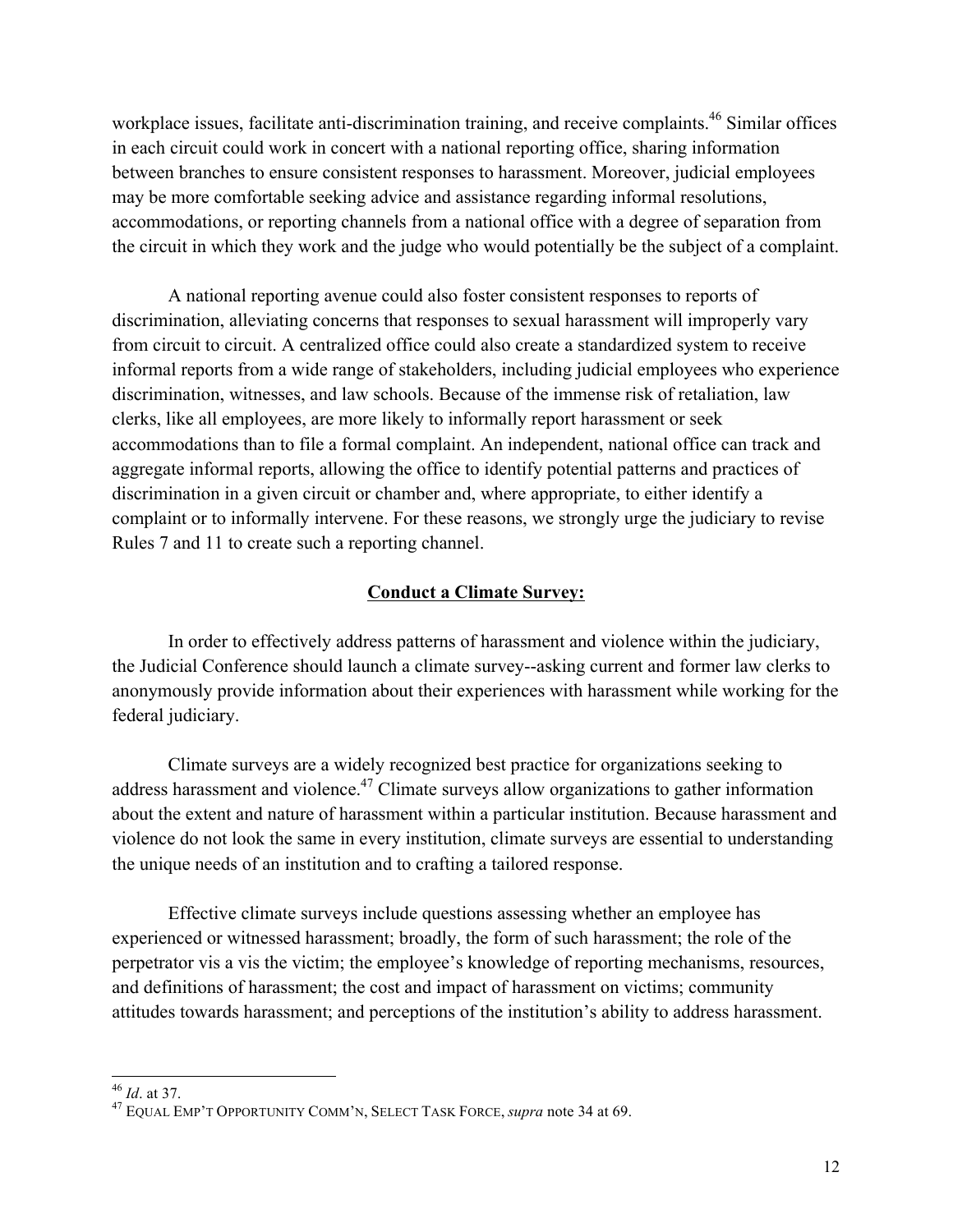workplace issues, facilitate anti-discrimination training, and receive complaints.[46] Similar offices in each circuit could work in concert with a national reporting office, sharing information between branches to ensure consistent responses to harassment. Moreover, judicial employees may be more comfortable seeking advice and assistance regarding informal resolutions, accommodations, or reporting channels from a national office with a degree of separation from the circuit in which they work and the judge who would potentially be the subject of a complaint.

A national reporting avenue could also foster consistent responses to reports of discrimination, alleviating concerns that responses to sexual harassment will improperly vary from circuit to circuit. A centralized office could also create a standardized system to receive informal reports from a wide range of stakeholders, including judicial employees who experience discrimination, witnesses, and law schools. Because of the immense risk of retaliation, law clerks, like all employees, are more likely to informally report harassment or seek accommodations than to file a formal complaint. An independent, national office can track and aggregate informal reports, allowing the office to identify potential patterns and practices of discrimination in a given circuit or chamber and, where appropriate, to either identify a complaint or to informally intervene. For these reasons, we strongly urge the judiciary to revise Rules 7 and 11 to create such a reporting channel.

## **Conduct a Climate Survey:**

In order to effectively address patterns of harassment and violence within the judiciary, the Judicial Conference should launch a climate survey--asking current and former law clerks to anonymously provide information about their experiences with harassment while working for the federal judiciary.

Climate surveys are a widely recognized best practice for organizations seeking to address harassment and violence.[47] Climate surveys allow organizations to gather information about the extent and nature of harassment within a particular institution. Because harassment and violence do not look the same in every institution, climate surveys are essential to understanding the unique needs of an institution and to crafting a tailored response.

Effective climate surveys include questions assessing whether an employee has experienced or witnessed harassment; broadly, the form of such harassment; the role of the perpetrator vis a vis the victim; the employee's knowledge of reporting mechanisms, resources, and definitions of harassment; the cost and impact of harassment on victims; community attitudes towards harassment; and perceptions of the institution's ability to address harassment.

---

[46] *Id*. at 37.

[47] EQUAL EMP'T OPPORTUNITY COMM'N, SELECT TASK FORCE, *supra* note 34 at 69.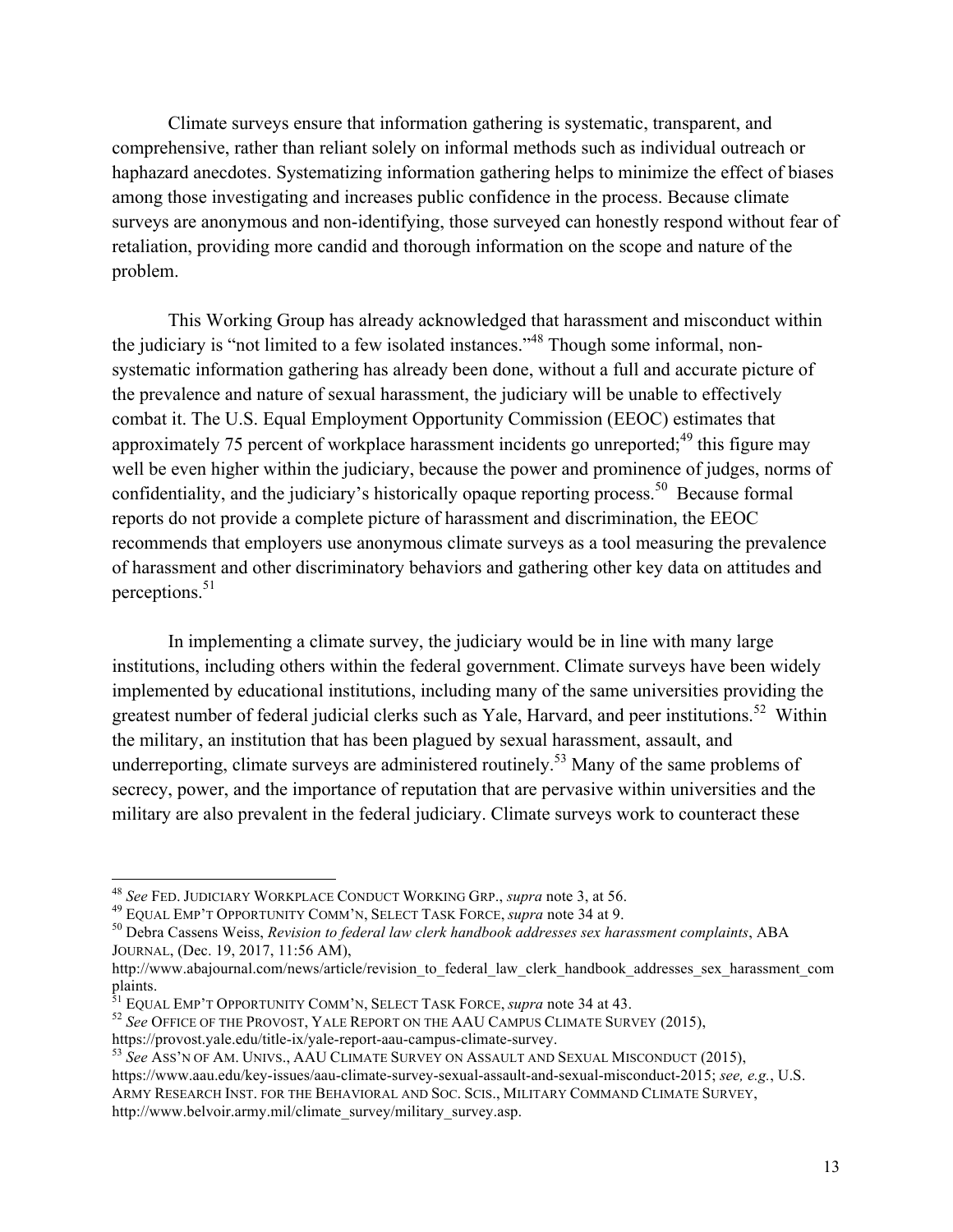Climate surveys ensure that information gathering is systematic, transparent, and comprehensive, rather than reliant solely on informal methods such as individual outreach or haphazard anecdotes. Systematizing information gathering helps to minimize the effect of biases among those investigating and increases public confidence in the process. Because climate surveys are anonymous and non-identifying, those surveyed can honestly respond without fear of retaliation, providing more candid and thorough information on the scope and nature of the problem.

This Working Group has already acknowledged that harassment and misconduct within the judiciary is "not limited to a few isolated instances."[48] Though some informal, non-systematic information gathering has already been done, without a full and accurate picture of the prevalence and nature of sexual harassment, the judiciary will be unable to effectively combat it. The U.S. Equal Employment Opportunity Commission (EEOC) estimates that approximately 75 percent of workplace harassment incidents go unreported;[49] this figure may well be even higher within the judiciary, because the power and prominence of judges, norms of confidentiality, and the judiciary's historically opaque reporting process.[50] Because formal reports do not provide a complete picture of harassment and discrimination, the EEOC recommends that employers use anonymous climate surveys as a tool measuring the prevalence of harassment and other discriminatory behaviors and gathering other key data on attitudes and perceptions.[51]

In implementing a climate survey, the judiciary would be in line with many large institutions, including others within the federal government. Climate surveys have been widely implemented by educational institutions, including many of the same universities providing the greatest number of federal judicial clerks such as Yale, Harvard, and peer institutions.[52] Within the military, an institution that has been plagued by sexual harassment, assault, and underreporting, climate surveys are administered routinely.[53] Many of the same problems of secrecy, power, and the importance of reputation that are pervasive within universities and the military are also prevalent in the federal judiciary. Climate surveys work to counteract these

---

[48] *See* FED. JUDICIARY WORKPLACE CONDUCT WORKING GRP., *supra* note 3, at 56.

[49] EQUAL EMP'T OPPORTUNITY COMM'N, SELECT TASK FORCE, *supra* note 34 at 9.

[50] Debra Cassens Weiss, *Revision to federal law clerk handbook addresses sex harassment complaints*, ABA JOURNAL, (Dec. 19, 2017, 11:56 AM), http://www.abajournal.com/news/article/revision_to_federal_law_clerk_handbook_addresses_sex_harassment_complaints.

[51] EQUAL EMP'T OPPORTUNITY COMM'N, SELECT TASK FORCE, *supra* note 34 at 43.

[52] *See* OFFICE OF THE PROVOST, YALE REPORT ON THE AAU CAMPUS CLIMATE SURVEY (2015), https://provost.yale.edu/title-ix/yale-report-aau-campus-climate-survey.

[53] *See* ASS'N OF AM. UNIVS., AAU CLIMATE SURVEY ON ASSAULT AND SEXUAL MISCONDUCT (2015), https://www.aau.edu/key-issues/aau-climate-survey-sexual-assault-and-sexual-misconduct-2015; *see, e.g.*, U.S. ARMY RESEARCH INST. FOR THE BEHAVIORAL AND SOC. SCIS., MILITARY COMMAND CLIMATE SURVEY, http://www.belvoir.army.mil/climate_survey/military_survey.asp.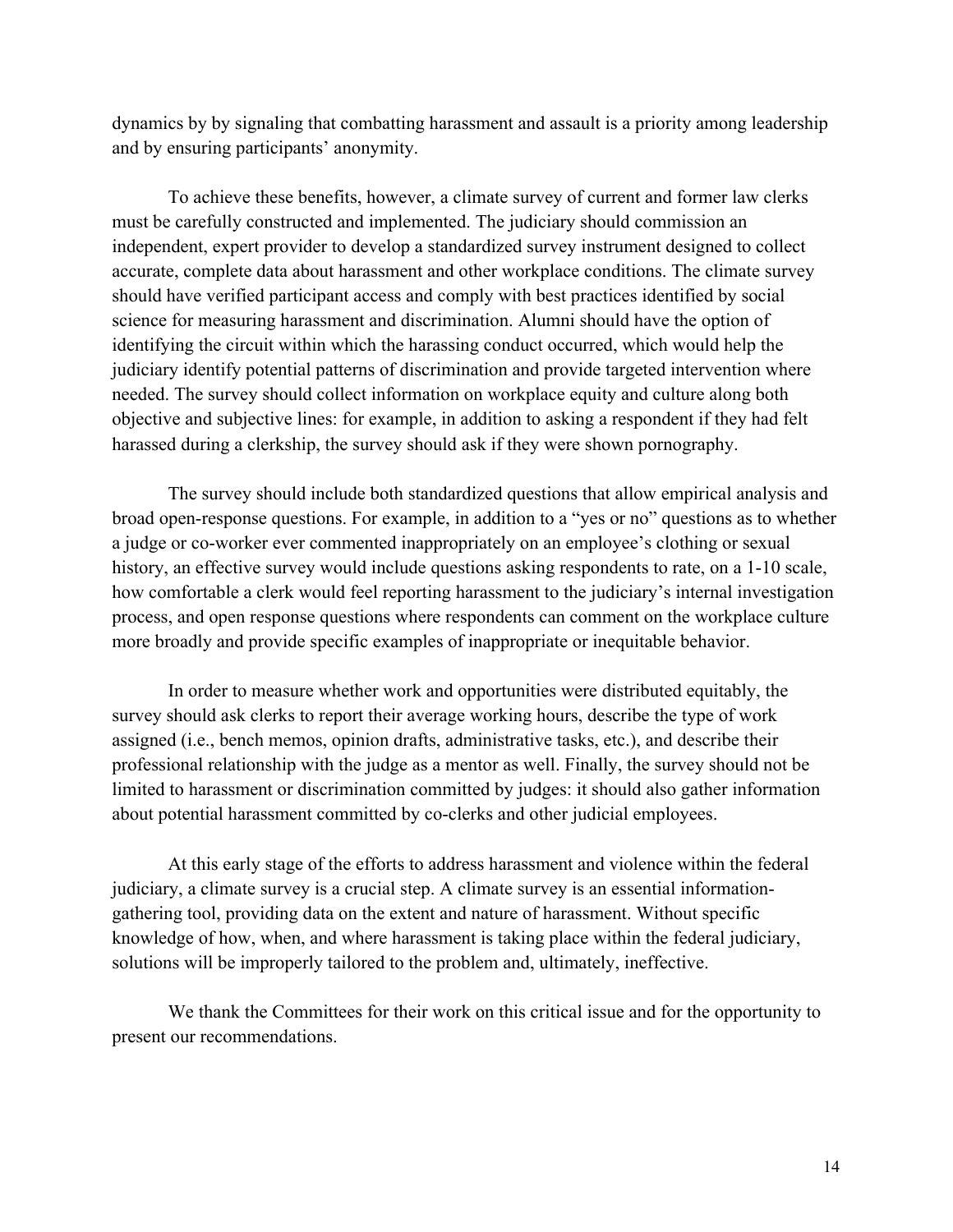dynamics by by signaling that combatting harassment and assault is a priority among leadership and by ensuring participants' anonymity.

To achieve these benefits, however, a climate survey of current and former law clerks must be carefully constructed and implemented. The judiciary should commission an independent, expert provider to develop a standardized survey instrument designed to collect accurate, complete data about harassment and other workplace conditions. The climate survey should have verified participant access and comply with best practices identified by social science for measuring harassment and discrimination. Alumni should have the option of identifying the circuit within which the harassing conduct occurred, which would help the judiciary identify potential patterns of discrimination and provide targeted intervention where needed. The survey should collect information on workplace equity and culture along both objective and subjective lines: for example, in addition to asking a respondent if they had felt harassed during a clerkship, the survey should ask if they were shown pornography.

The survey should include both standardized questions that allow empirical analysis and broad open-response questions. For example, in addition to a "yes or no" questions as to whether a judge or co-worker ever commented inappropriately on an employee's clothing or sexual history, an effective survey would include questions asking respondents to rate, on a 1-10 scale, how comfortable a clerk would feel reporting harassment to the judiciary's internal investigation process, and open response questions where respondents can comment on the workplace culture more broadly and provide specific examples of inappropriate or inequitable behavior.

In order to measure whether work and opportunities were distributed equitably, the survey should ask clerks to report their average working hours, describe the type of work assigned (i.e., bench memos, opinion drafts, administrative tasks, etc.), and describe their professional relationship with the judge as a mentor as well. Finally, the survey should not be limited to harassment or discrimination committed by judges: it should also gather information about potential harassment committed by co-clerks and other judicial employees.

At this early stage of the efforts to address harassment and violence within the federal judiciary, a climate survey is a crucial step. A climate survey is an essential information-gathering tool, providing data on the extent and nature of harassment. Without specific knowledge of how, when, and where harassment is taking place within the federal judiciary, solutions will be improperly tailored to the problem and, ultimately, ineffective.

We thank the Committees for their work on this critical issue and for the opportunity to present our recommendations.